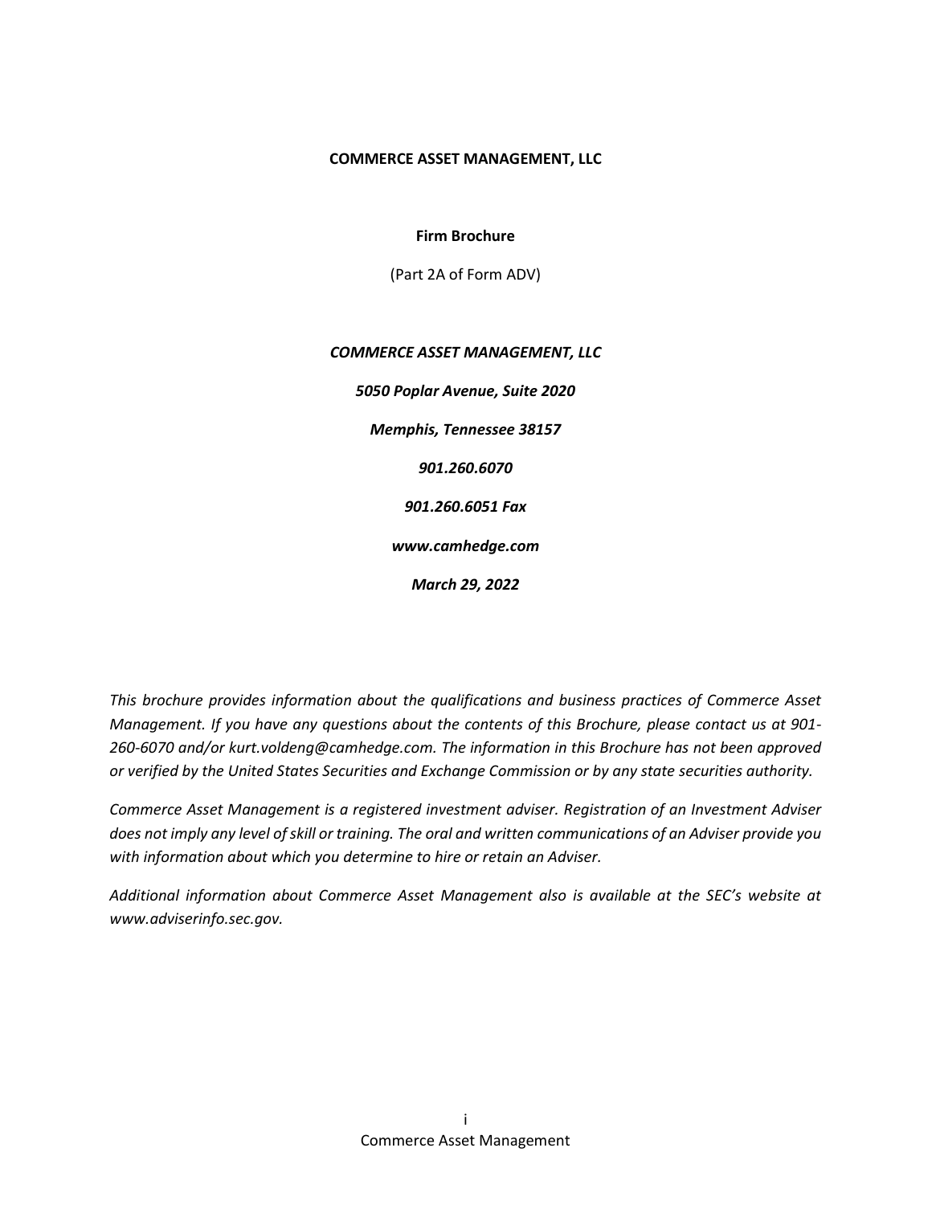**COMMERCE ASSET MANAGEMENT, LLC**

**Firm Brochure**

(Part 2A of Form ADV)

***COMMERCE ASSET MANAGEMENT, LLC***

***5050 Poplar Avenue, Suite 2020***

***Memphis, Tennessee 38157***

***901.260.6070***

***901.260.6051 Fax***

***www.camhedge.com***

***March 29, 2022***

*This brochure provides information about the qualifications and business practices of Commerce Asset Management. If you have any questions about the contents of this Brochure, please contact us at 901-260-6070 and/or kurt.voldeng@camhedge.com. The information in this Brochure has not been approved or verified by the United States Securities and Exchange Commission or by any state securities authority.*

*Commerce Asset Management is a registered investment adviser. Registration of an Investment Adviser does not imply any level of skill or training. The oral and written communications of an Adviser provide you with information about which you determine to hire or retain an Adviser.*

*Additional information about Commerce Asset Management also is available at the SEC's website at www.adviserinfo.sec.gov.*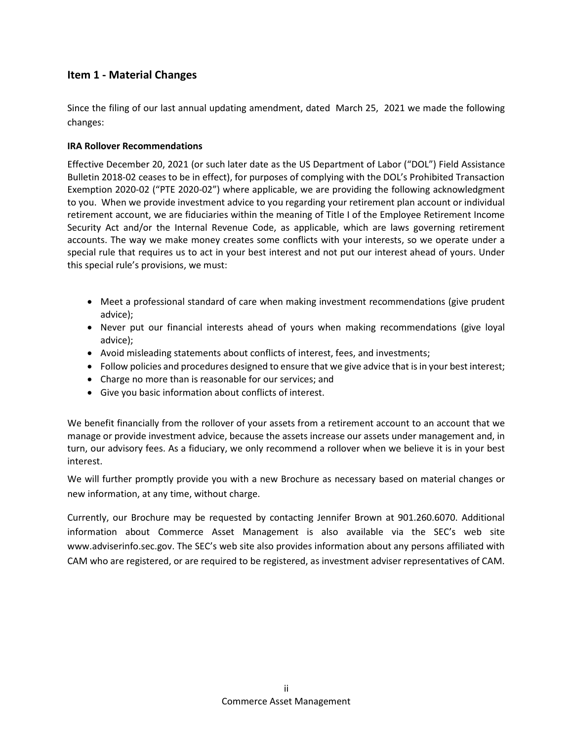## Item 1 - Material Changes

Since the filing of our last annual updating amendment, dated March 25, 2021 we made the following changes:

**IRA Rollover Recommendations**

Effective December 20, 2021 (or such later date as the US Department of Labor ("DOL") Field Assistance Bulletin 2018-02 ceases to be in effect), for purposes of complying with the DOL's Prohibited Transaction Exemption 2020-02 ("PTE 2020-02") where applicable, we are providing the following acknowledgment to you. When we provide investment advice to you regarding your retirement plan account or individual retirement account, we are fiduciaries within the meaning of Title I of the Employee Retirement Income Security Act and/or the Internal Revenue Code, as applicable, which are laws governing retirement accounts. The way we make money creates some conflicts with your interests, so we operate under a special rule that requires us to act in your best interest and not put our interest ahead of yours. Under this special rule's provisions, we must:

- Meet a professional standard of care when making investment recommendations (give prudent advice);
- Never put our financial interests ahead of yours when making recommendations (give loyal advice);
- Avoid misleading statements about conflicts of interest, fees, and investments;
- Follow policies and procedures designed to ensure that we give advice that is in your best interest;
- Charge no more than is reasonable for our services; and
- Give you basic information about conflicts of interest.

We benefit financially from the rollover of your assets from a retirement account to an account that we manage or provide investment advice, because the assets increase our assets under management and, in turn, our advisory fees. As a fiduciary, we only recommend a rollover when we believe it is in your best interest.

We will further promptly provide you with a new Brochure as necessary based on material changes or new information, at any time, without charge.

Currently, our Brochure may be requested by contacting Jennifer Brown at 901.260.6070. Additional information about Commerce Asset Management is also available via the SEC's web site www.adviserinfo.sec.gov. The SEC's web site also provides information about any persons affiliated with CAM who are registered, or are required to be registered, as investment adviser representatives of CAM.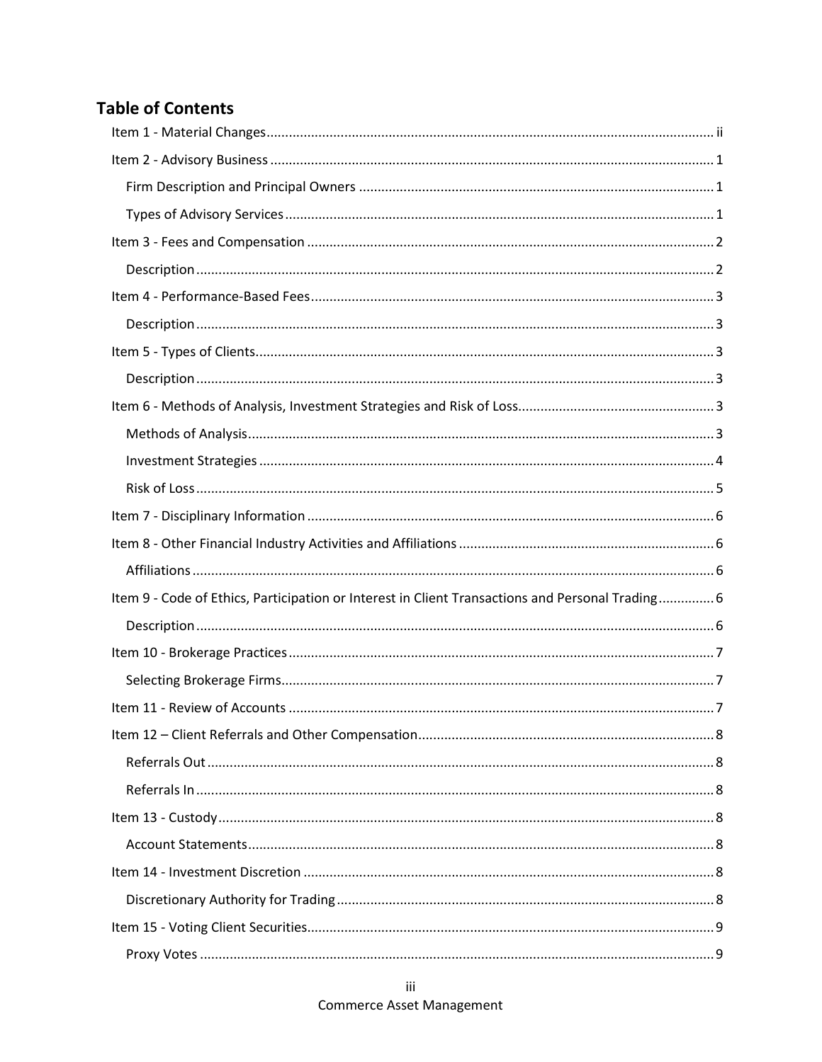## Table of Contents

Item 1 - Material Changes ........ ii

Item 2 - Advisory Business ........ 1

- Firm Description and Principal Owners ........ 1
- Types of Advisory Services ........ 1

Item 3 - Fees and Compensation ........ 2

- Description ........ 2

Item 4 - Performance-Based Fees ........ 3

- Description ........ 3

Item 5 - Types of Clients ........ 3

- Description ........ 3

Item 6 - Methods of Analysis, Investment Strategies and Risk of Loss ........ 3

- Methods of Analysis ........ 3
- Investment Strategies ........ 4
- Risk of Loss ........ 5

Item 7 - Disciplinary Information ........ 6

Item 8 - Other Financial Industry Activities and Affiliations ........ 6

- Affiliations ........ 6

Item 9 - Code of Ethics, Participation or Interest in Client Transactions and Personal Trading ........ 6

- Description ........ 6

Item 10 - Brokerage Practices ........ 7

- Selecting Brokerage Firms ........ 7

Item 11 - Review of Accounts ........ 7

Item 12 – Client Referrals and Other Compensation ........ 8

- Referrals Out ........ 8
- Referrals In ........ 8

Item 13 - Custody ........ 8

- Account Statements ........ 8

Item 14 - Investment Discretion ........ 8

- Discretionary Authority for Trading ........ 8

Item 15 - Voting Client Securities ........ 9

- Proxy Votes ........ 9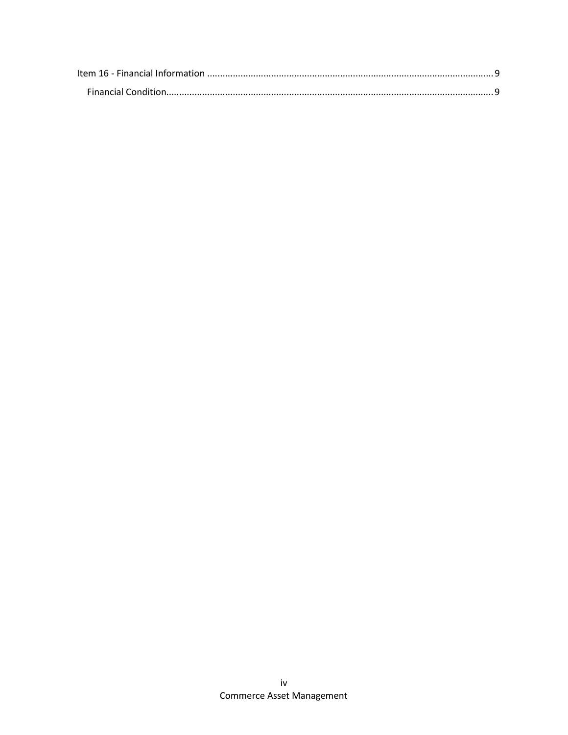Item 16 - Financial Information ............................................................................................................... 9

Financial Condition............................................................................................................................... 9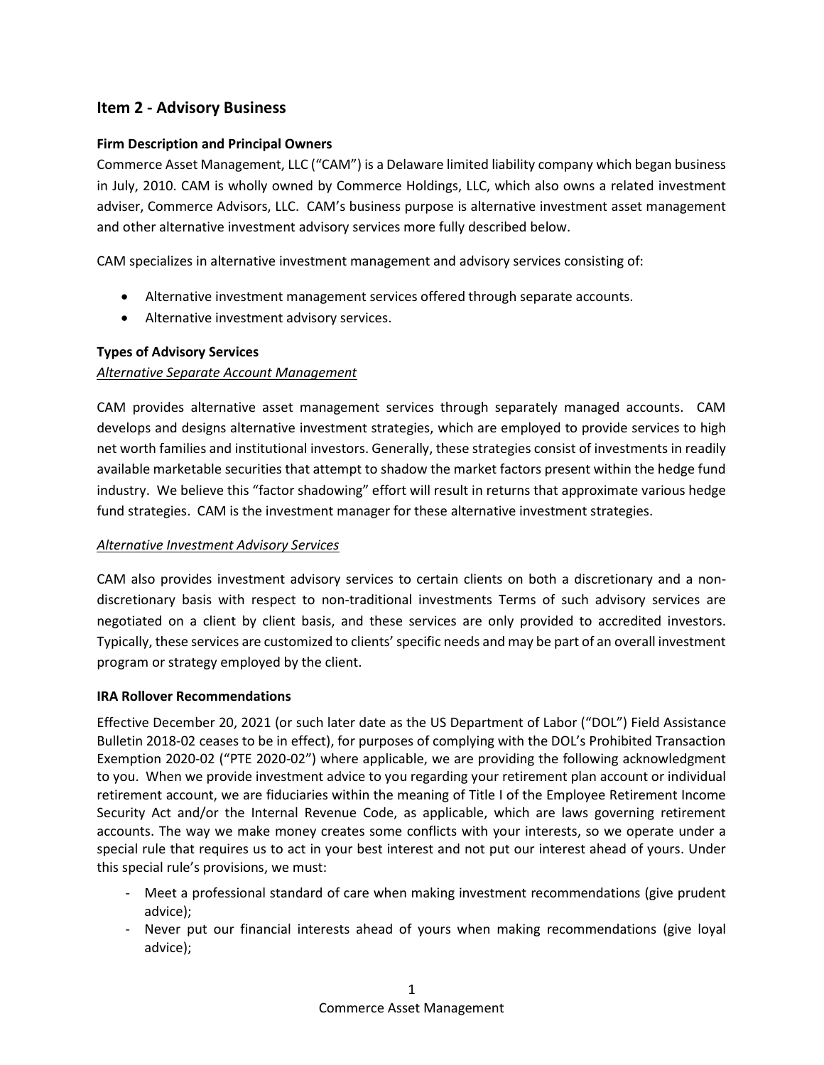## Item 2 - Advisory Business

### Firm Description and Principal Owners

Commerce Asset Management, LLC ("CAM") is a Delaware limited liability company which began business in July, 2010. CAM is wholly owned by Commerce Holdings, LLC, which also owns a related investment adviser, Commerce Advisors, LLC. CAM's business purpose is alternative investment asset management and other alternative investment advisory services more fully described below.

CAM specializes in alternative investment management and advisory services consisting of:

- Alternative investment management services offered through separate accounts.
- Alternative investment advisory services.

### Types of Advisory Services

*Alternative Separate Account Management*

CAM provides alternative asset management services through separately managed accounts. CAM develops and designs alternative investment strategies, which are employed to provide services to high net worth families and institutional investors. Generally, these strategies consist of investments in readily available marketable securities that attempt to shadow the market factors present within the hedge fund industry. We believe this "factor shadowing" effort will result in returns that approximate various hedge fund strategies. CAM is the investment manager for these alternative investment strategies.

*Alternative Investment Advisory Services*

CAM also provides investment advisory services to certain clients on both a discretionary and a non-discretionary basis with respect to non-traditional investments Terms of such advisory services are negotiated on a client by client basis, and these services are only provided to accredited investors. Typically, these services are customized to clients' specific needs and may be part of an overall investment program or strategy employed by the client.

### IRA Rollover Recommendations

Effective December 20, 2021 (or such later date as the US Department of Labor ("DOL") Field Assistance Bulletin 2018-02 ceases to be in effect), for purposes of complying with the DOL's Prohibited Transaction Exemption 2020-02 ("PTE 2020-02") where applicable, we are providing the following acknowledgment to you. When we provide investment advice to you regarding your retirement plan account or individual retirement account, we are fiduciaries within the meaning of Title I of the Employee Retirement Income Security Act and/or the Internal Revenue Code, as applicable, which are laws governing retirement accounts. The way we make money creates some conflicts with your interests, so we operate under a special rule that requires us to act in your best interest and not put our interest ahead of yours. Under this special rule's provisions, we must:

- Meet a professional standard of care when making investment recommendations (give prudent advice);
- Never put our financial interests ahead of yours when making recommendations (give loyal advice);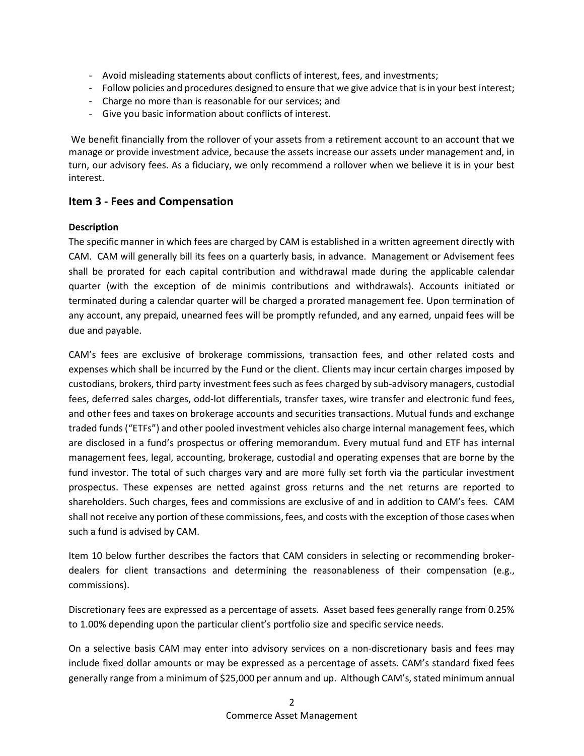- Avoid misleading statements about conflicts of interest, fees, and investments;
- Follow policies and procedures designed to ensure that we give advice that is in your best interest;
- Charge no more than is reasonable for our services; and
- Give you basic information about conflicts of interest.

We benefit financially from the rollover of your assets from a retirement account to an account that we manage or provide investment advice, because the assets increase our assets under management and, in turn, our advisory fees. As a fiduciary, we only recommend a rollover when we believe it is in your best interest.

## Item 3 - Fees and Compensation

**Description**

The specific manner in which fees are charged by CAM is established in a written agreement directly with CAM. CAM will generally bill its fees on a quarterly basis, in advance. Management or Advisement fees shall be prorated for each capital contribution and withdrawal made during the applicable calendar quarter (with the exception of de minimis contributions and withdrawals). Accounts initiated or terminated during a calendar quarter will be charged a prorated management fee. Upon termination of any account, any prepaid, unearned fees will be promptly refunded, and any earned, unpaid fees will be due and payable.

CAM's fees are exclusive of brokerage commissions, transaction fees, and other related costs and expenses which shall be incurred by the Fund or the client. Clients may incur certain charges imposed by custodians, brokers, third party investment fees such as fees charged by sub-advisory managers, custodial fees, deferred sales charges, odd-lot differentials, transfer taxes, wire transfer and electronic fund fees, and other fees and taxes on brokerage accounts and securities transactions. Mutual funds and exchange traded funds ("ETFs") and other pooled investment vehicles also charge internal management fees, which are disclosed in a fund's prospectus or offering memorandum. Every mutual fund and ETF has internal management fees, legal, accounting, brokerage, custodial and operating expenses that are borne by the fund investor. The total of such charges vary and are more fully set forth via the particular investment prospectus. These expenses are netted against gross returns and the net returns are reported to shareholders. Such charges, fees and commissions are exclusive of and in addition to CAM's fees. CAM shall not receive any portion of these commissions, fees, and costs with the exception of those cases when such a fund is advised by CAM.

Item 10 below further describes the factors that CAM considers in selecting or recommending broker-dealers for client transactions and determining the reasonableness of their compensation (e.g., commissions).

Discretionary fees are expressed as a percentage of assets. Asset based fees generally range from 0.25% to 1.00% depending upon the particular client's portfolio size and specific service needs.

On a selective basis CAM may enter into advisory services on a non-discretionary basis and fees may include fixed dollar amounts or may be expressed as a percentage of assets. CAM's standard fixed fees generally range from a minimum of $25,000 per annum and up. Although CAM's, stated minimum annual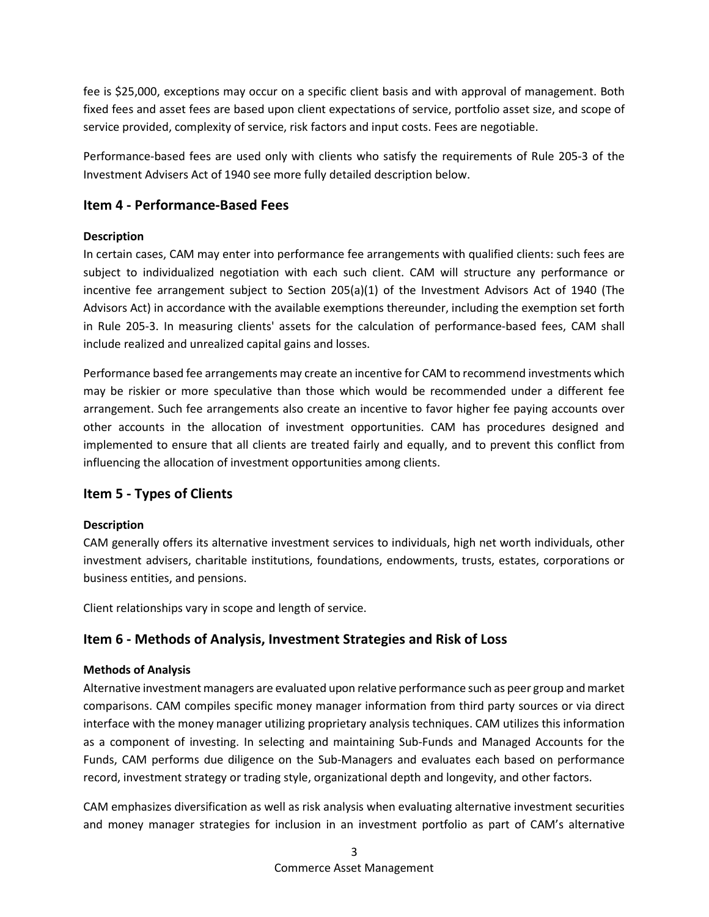fee is $25,000, exceptions may occur on a specific client basis and with approval of management. Both fixed fees and asset fees are based upon client expectations of service, portfolio asset size, and scope of service provided, complexity of service, risk factors and input costs. Fees are negotiable.

Performance-based fees are used only with clients who satisfy the requirements of Rule 205-3 of the Investment Advisers Act of 1940 see more fully detailed description below.

## Item 4 - Performance-Based Fees

**Description**

In certain cases, CAM may enter into performance fee arrangements with qualified clients: such fees are subject to individualized negotiation with each such client. CAM will structure any performance or incentive fee arrangement subject to Section 205(a)(1) of the Investment Advisors Act of 1940 (The Advisors Act) in accordance with the available exemptions thereunder, including the exemption set forth in Rule 205-3. In measuring clients' assets for the calculation of performance-based fees, CAM shall include realized and unrealized capital gains and losses.

Performance based fee arrangements may create an incentive for CAM to recommend investments which may be riskier or more speculative than those which would be recommended under a different fee arrangement. Such fee arrangements also create an incentive to favor higher fee paying accounts over other accounts in the allocation of investment opportunities. CAM has procedures designed and implemented to ensure that all clients are treated fairly and equally, and to prevent this conflict from influencing the allocation of investment opportunities among clients.

## Item 5 - Types of Clients

**Description**

CAM generally offers its alternative investment services to individuals, high net worth individuals, other investment advisers, charitable institutions, foundations, endowments, trusts, estates, corporations or business entities, and pensions.

Client relationships vary in scope and length of service.

## Item 6 - Methods of Analysis, Investment Strategies and Risk of Loss

**Methods of Analysis**

Alternative investment managers are evaluated upon relative performance such as peer group and market comparisons. CAM compiles specific money manager information from third party sources or via direct interface with the money manager utilizing proprietary analysis techniques. CAM utilizes this information as a component of investing. In selecting and maintaining Sub-Funds and Managed Accounts for the Funds, CAM performs due diligence on the Sub-Managers and evaluates each based on performance record, investment strategy or trading style, organizational depth and longevity, and other factors.

CAM emphasizes diversification as well as risk analysis when evaluating alternative investment securities and money manager strategies for inclusion in an investment portfolio as part of CAM's alternative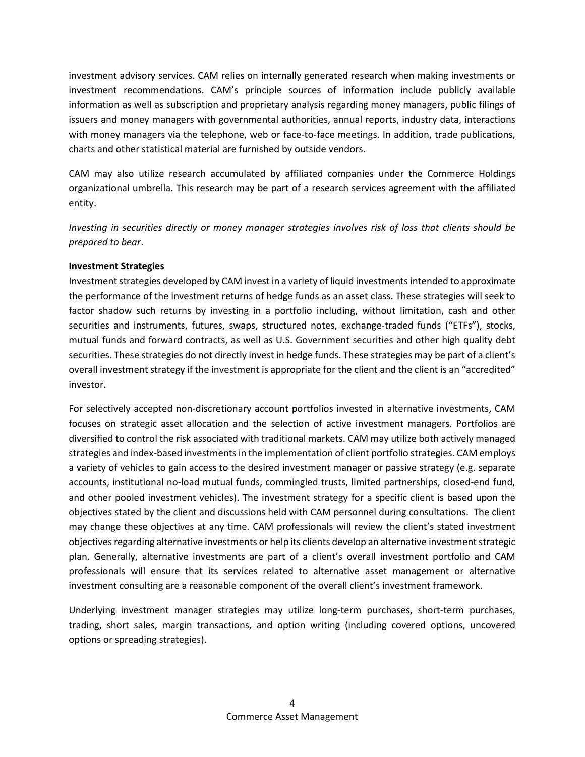investment advisory services. CAM relies on internally generated research when making investments or investment recommendations. CAM's principle sources of information include publicly available information as well as subscription and proprietary analysis regarding money managers, public filings of issuers and money managers with governmental authorities, annual reports, industry data, interactions with money managers via the telephone, web or face-to-face meetings. In addition, trade publications, charts and other statistical material are furnished by outside vendors.

CAM may also utilize research accumulated by affiliated companies under the Commerce Holdings organizational umbrella. This research may be part of a research services agreement with the affiliated entity.

*Investing in securities directly or money manager strategies involves risk of loss that clients should be prepared to bear*.

**Investment Strategies**

Investment strategies developed by CAM invest in a variety of liquid investments intended to approximate the performance of the investment returns of hedge funds as an asset class. These strategies will seek to factor shadow such returns by investing in a portfolio including, without limitation, cash and other securities and instruments, futures, swaps, structured notes, exchange-traded funds ("ETFs"), stocks, mutual funds and forward contracts, as well as U.S. Government securities and other high quality debt securities. These strategies do not directly invest in hedge funds. These strategies may be part of a client's overall investment strategy if the investment is appropriate for the client and the client is an "accredited" investor.

For selectively accepted non-discretionary account portfolios invested in alternative investments, CAM focuses on strategic asset allocation and the selection of active investment managers. Portfolios are diversified to control the risk associated with traditional markets. CAM may utilize both actively managed strategies and index-based investments in the implementation of client portfolio strategies. CAM employs a variety of vehicles to gain access to the desired investment manager or passive strategy (e.g. separate accounts, institutional no-load mutual funds, commingled trusts, limited partnerships, closed-end fund, and other pooled investment vehicles). The investment strategy for a specific client is based upon the objectives stated by the client and discussions held with CAM personnel during consultations. The client may change these objectives at any time. CAM professionals will review the client's stated investment objectives regarding alternative investments or help its clients develop an alternative investment strategic plan. Generally, alternative investments are part of a client's overall investment portfolio and CAM professionals will ensure that its services related to alternative asset management or alternative investment consulting are a reasonable component of the overall client's investment framework.

Underlying investment manager strategies may utilize long-term purchases, short-term purchases, trading, short sales, margin transactions, and option writing (including covered options, uncovered options or spreading strategies).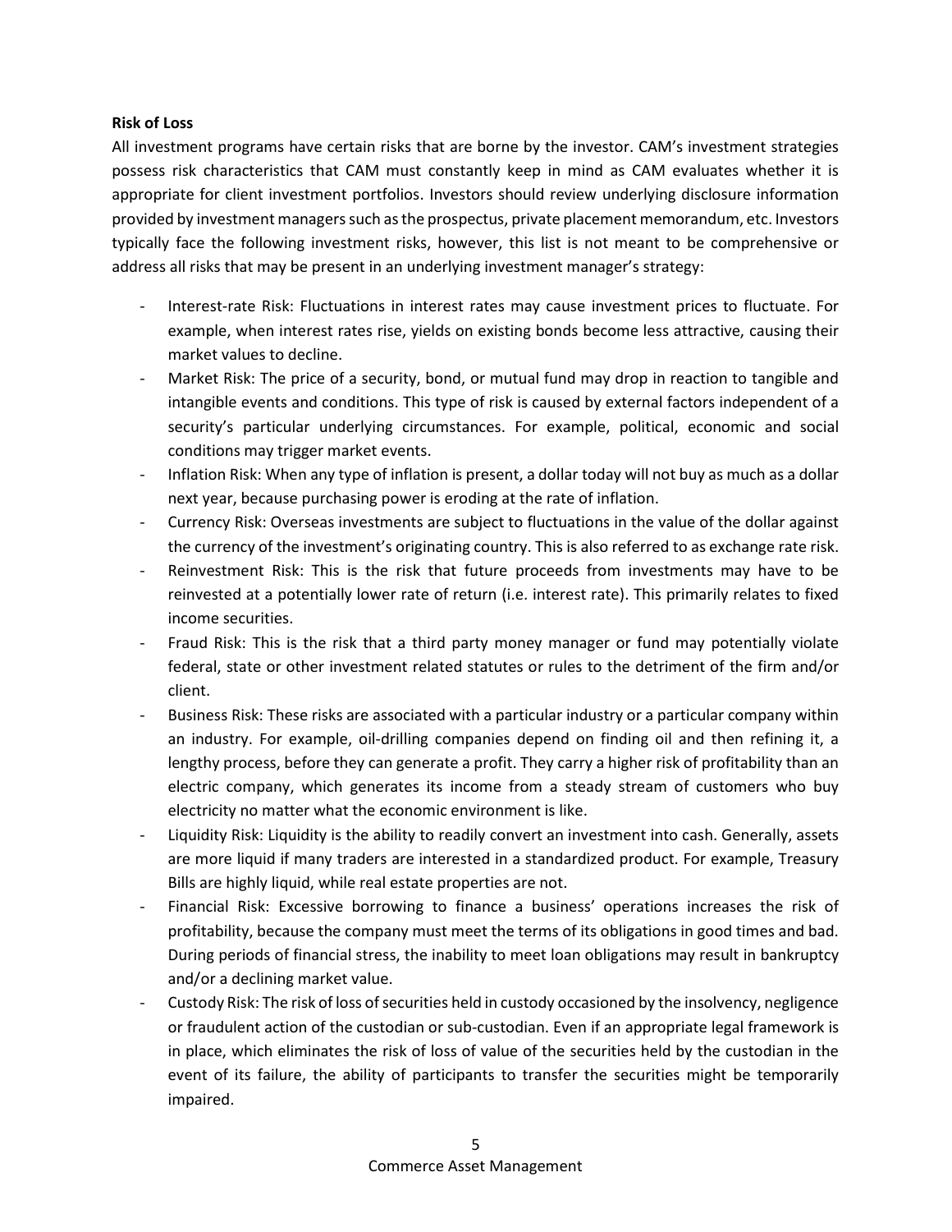**Risk of Loss**

All investment programs have certain risks that are borne by the investor. CAM's investment strategies possess risk characteristics that CAM must constantly keep in mind as CAM evaluates whether it is appropriate for client investment portfolios. Investors should review underlying disclosure information provided by investment managers such as the prospectus, private placement memorandum, etc. Investors typically face the following investment risks, however, this list is not meant to be comprehensive or address all risks that may be present in an underlying investment manager's strategy:

- Interest-rate Risk: Fluctuations in interest rates may cause investment prices to fluctuate. For example, when interest rates rise, yields on existing bonds become less attractive, causing their market values to decline.
- Market Risk: The price of a security, bond, or mutual fund may drop in reaction to tangible and intangible events and conditions. This type of risk is caused by external factors independent of a security's particular underlying circumstances. For example, political, economic and social conditions may trigger market events.
- Inflation Risk: When any type of inflation is present, a dollar today will not buy as much as a dollar next year, because purchasing power is eroding at the rate of inflation.
- Currency Risk: Overseas investments are subject to fluctuations in the value of the dollar against the currency of the investment's originating country. This is also referred to as exchange rate risk.
- Reinvestment Risk: This is the risk that future proceeds from investments may have to be reinvested at a potentially lower rate of return (i.e. interest rate). This primarily relates to fixed income securities.
- Fraud Risk: This is the risk that a third party money manager or fund may potentially violate federal, state or other investment related statutes or rules to the detriment of the firm and/or client.
- Business Risk: These risks are associated with a particular industry or a particular company within an industry. For example, oil-drilling companies depend on finding oil and then refining it, a lengthy process, before they can generate a profit. They carry a higher risk of profitability than an electric company, which generates its income from a steady stream of customers who buy electricity no matter what the economic environment is like.
- Liquidity Risk: Liquidity is the ability to readily convert an investment into cash. Generally, assets are more liquid if many traders are interested in a standardized product. For example, Treasury Bills are highly liquid, while real estate properties are not.
- Financial Risk: Excessive borrowing to finance a business' operations increases the risk of profitability, because the company must meet the terms of its obligations in good times and bad. During periods of financial stress, the inability to meet loan obligations may result in bankruptcy and/or a declining market value.
- Custody Risk: The risk of loss of securities held in custody occasioned by the insolvency, negligence or fraudulent action of the custodian or sub-custodian. Even if an appropriate legal framework is in place, which eliminates the risk of loss of value of the securities held by the custodian in the event of its failure, the ability of participants to transfer the securities might be temporarily impaired.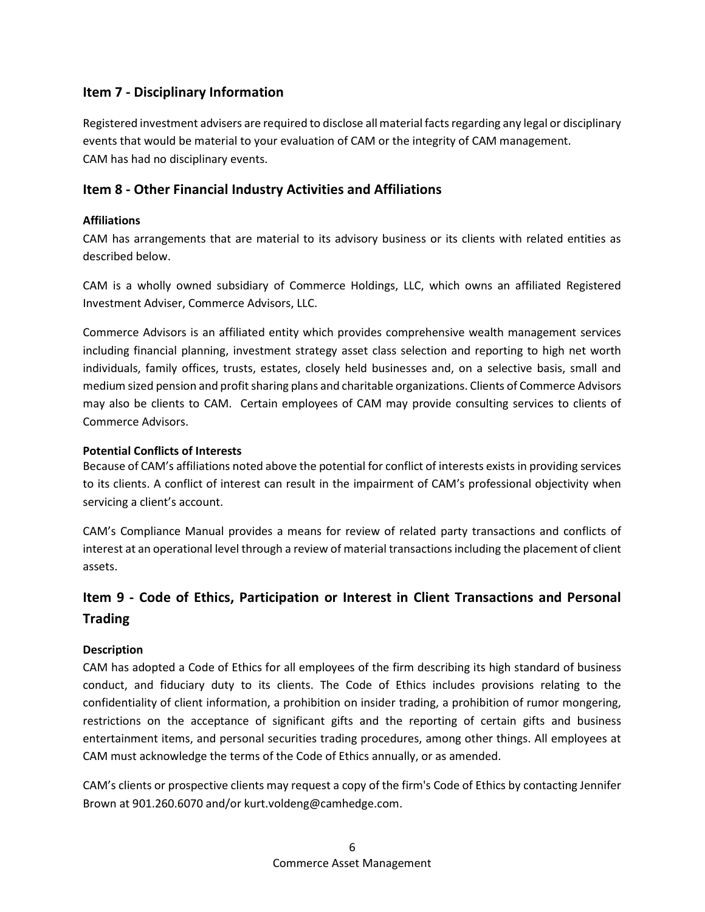## Item 7 - Disciplinary Information

Registered investment advisers are required to disclose all material facts regarding any legal or disciplinary events that would be material to your evaluation of CAM or the integrity of CAM management.
CAM has had no disciplinary events.

## Item 8 - Other Financial Industry Activities and Affiliations

**Affiliations**

CAM has arrangements that are material to its advisory business or its clients with related entities as described below.

CAM is a wholly owned subsidiary of Commerce Holdings, LLC, which owns an affiliated Registered Investment Adviser, Commerce Advisors, LLC.

Commerce Advisors is an affiliated entity which provides comprehensive wealth management services including financial planning, investment strategy asset class selection and reporting to high net worth individuals, family offices, trusts, estates, closely held businesses and, on a selective basis, small and medium sized pension and profit sharing plans and charitable organizations. Clients of Commerce Advisors may also be clients to CAM. Certain employees of CAM may provide consulting services to clients of Commerce Advisors.

**Potential Conflicts of Interests**

Because of CAM's affiliations noted above the potential for conflict of interests exists in providing services to its clients. A conflict of interest can result in the impairment of CAM's professional objectivity when servicing a client's account.

CAM's Compliance Manual provides a means for review of related party transactions and conflicts of interest at an operational level through a review of material transactions including the placement of client assets.

## Item 9 - Code of Ethics, Participation or Interest in Client Transactions and Personal Trading

**Description**

CAM has adopted a Code of Ethics for all employees of the firm describing its high standard of business conduct, and fiduciary duty to its clients. The Code of Ethics includes provisions relating to the confidentiality of client information, a prohibition on insider trading, a prohibition of rumor mongering, restrictions on the acceptance of significant gifts and the reporting of certain gifts and business entertainment items, and personal securities trading procedures, among other things. All employees at CAM must acknowledge the terms of the Code of Ethics annually, or as amended.

CAM's clients or prospective clients may request a copy of the firm's Code of Ethics by contacting Jennifer Brown at 901.260.6070 and/or kurt.voldeng@camhedge.com.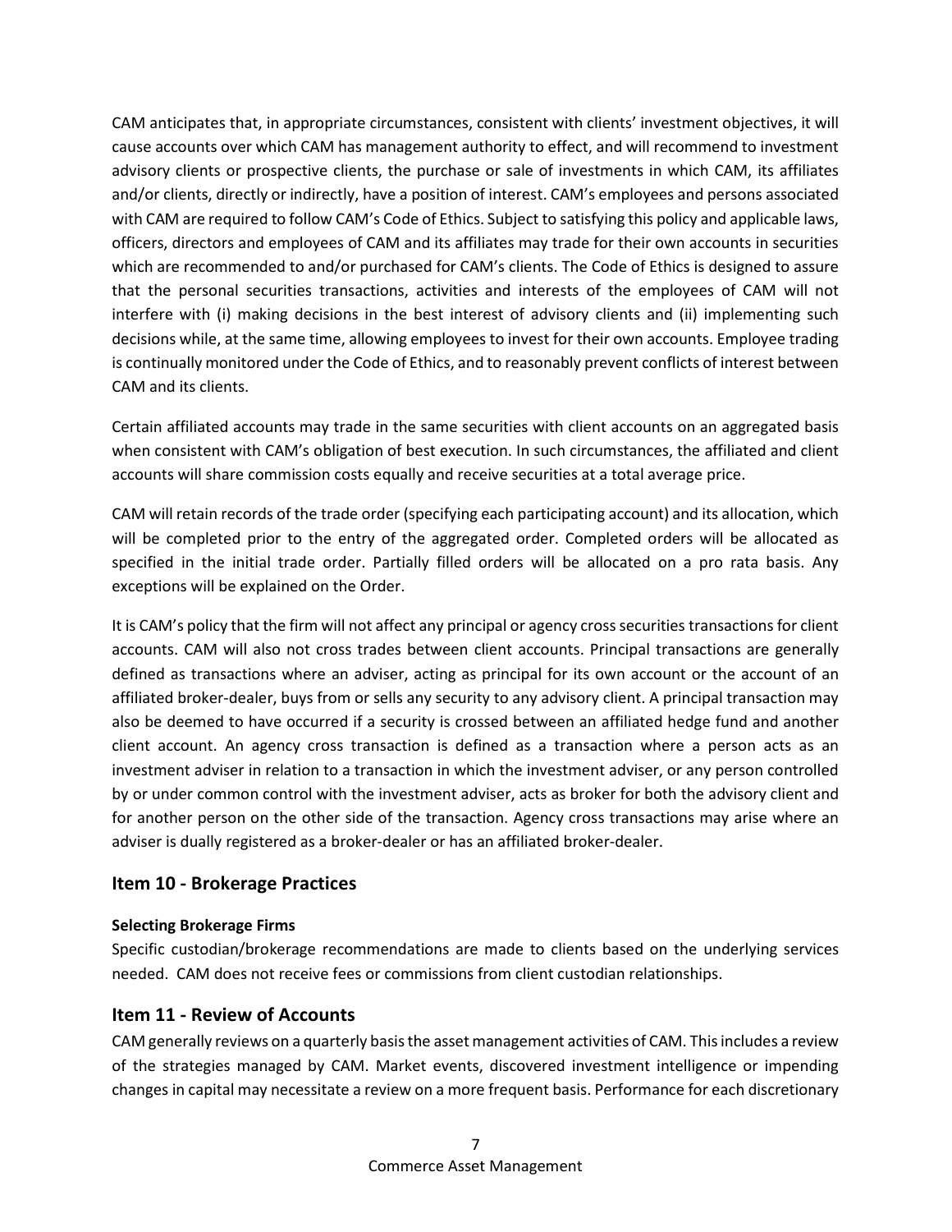CAM anticipates that, in appropriate circumstances, consistent with clients' investment objectives, it will cause accounts over which CAM has management authority to effect, and will recommend to investment advisory clients or prospective clients, the purchase or sale of investments in which CAM, its affiliates and/or clients, directly or indirectly, have a position of interest. CAM's employees and persons associated with CAM are required to follow CAM's Code of Ethics. Subject to satisfying this policy and applicable laws, officers, directors and employees of CAM and its affiliates may trade for their own accounts in securities which are recommended to and/or purchased for CAM's clients. The Code of Ethics is designed to assure that the personal securities transactions, activities and interests of the employees of CAM will not interfere with (i) making decisions in the best interest of advisory clients and (ii) implementing such decisions while, at the same time, allowing employees to invest for their own accounts. Employee trading is continually monitored under the Code of Ethics, and to reasonably prevent conflicts of interest between CAM and its clients.

Certain affiliated accounts may trade in the same securities with client accounts on an aggregated basis when consistent with CAM's obligation of best execution. In such circumstances, the affiliated and client accounts will share commission costs equally and receive securities at a total average price.

CAM will retain records of the trade order (specifying each participating account) and its allocation, which will be completed prior to the entry of the aggregated order. Completed orders will be allocated as specified in the initial trade order. Partially filled orders will be allocated on a pro rata basis. Any exceptions will be explained on the Order.

It is CAM's policy that the firm will not affect any principal or agency cross securities transactions for client accounts. CAM will also not cross trades between client accounts. Principal transactions are generally defined as transactions where an adviser, acting as principal for its own account or the account of an affiliated broker-dealer, buys from or sells any security to any advisory client. A principal transaction may also be deemed to have occurred if a security is crossed between an affiliated hedge fund and another client account. An agency cross transaction is defined as a transaction where a person acts as an investment adviser in relation to a transaction in which the investment adviser, or any person controlled by or under common control with the investment adviser, acts as broker for both the advisory client and for another person on the other side of the transaction. Agency cross transactions may arise where an adviser is dually registered as a broker-dealer or has an affiliated broker-dealer.

## Item 10 - Brokerage Practices

**Selecting Brokerage Firms**

Specific custodian/brokerage recommendations are made to clients based on the underlying services needed. CAM does not receive fees or commissions from client custodian relationships.

## Item 11 - Review of Accounts

CAM generally reviews on a quarterly basis the asset management activities of CAM. This includes a review of the strategies managed by CAM. Market events, discovered investment intelligence or impending changes in capital may necessitate a review on a more frequent basis. Performance for each discretionary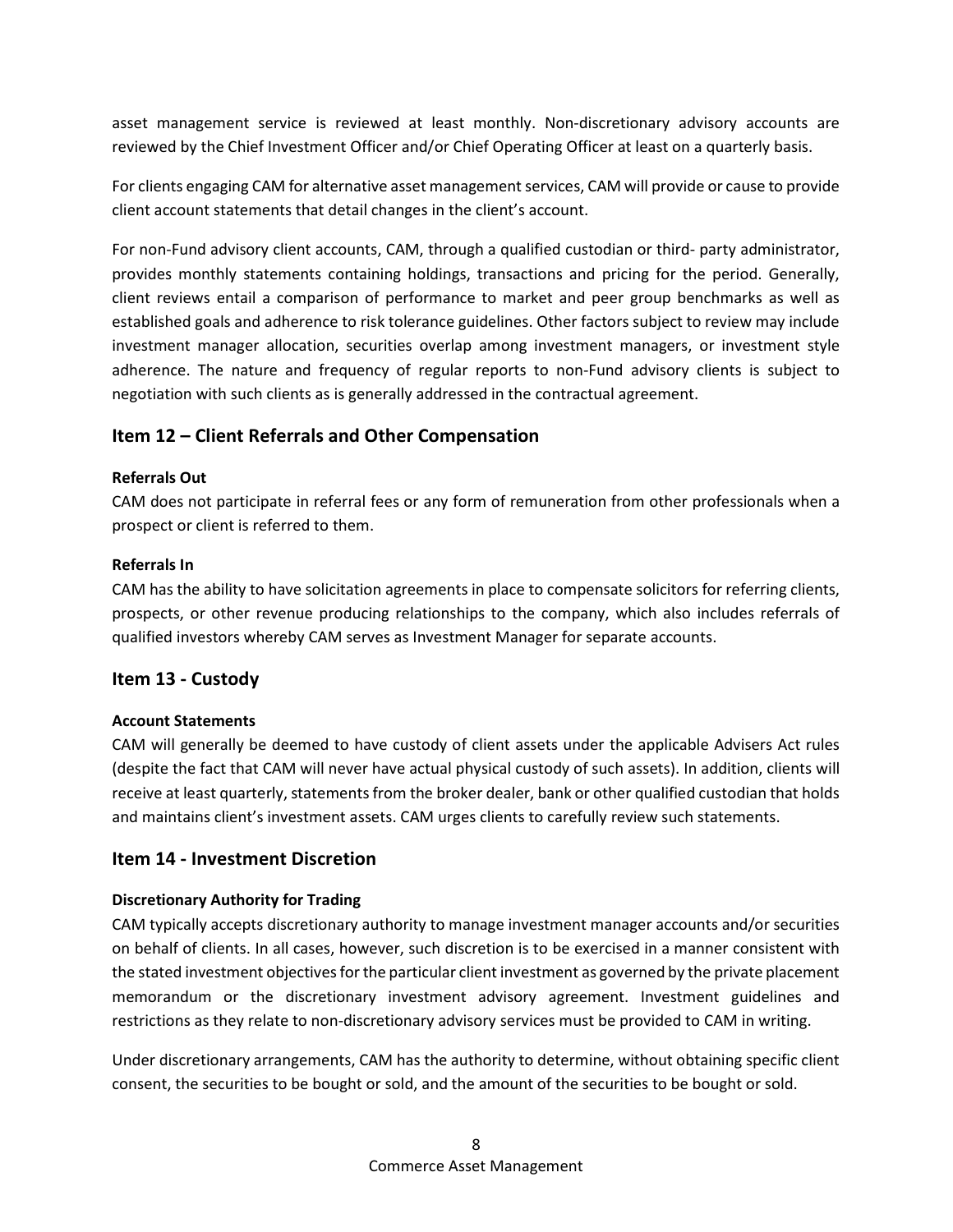asset management service is reviewed at least monthly. Non-discretionary advisory accounts are reviewed by the Chief Investment Officer and/or Chief Operating Officer at least on a quarterly basis.

For clients engaging CAM for alternative asset management services, CAM will provide or cause to provide client account statements that detail changes in the client's account.

For non-Fund advisory client accounts, CAM, through a qualified custodian or third- party administrator, provides monthly statements containing holdings, transactions and pricing for the period. Generally, client reviews entail a comparison of performance to market and peer group benchmarks as well as established goals and adherence to risk tolerance guidelines. Other factors subject to review may include investment manager allocation, securities overlap among investment managers, or investment style adherence. The nature and frequency of regular reports to non-Fund advisory clients is subject to negotiation with such clients as is generally addressed in the contractual agreement.

## Item 12 – Client Referrals and Other Compensation

**Referrals Out**

CAM does not participate in referral fees or any form of remuneration from other professionals when a prospect or client is referred to them.

**Referrals In**

CAM has the ability to have solicitation agreements in place to compensate solicitors for referring clients, prospects, or other revenue producing relationships to the company, which also includes referrals of qualified investors whereby CAM serves as Investment Manager for separate accounts.

## Item 13 - Custody

**Account Statements**

CAM will generally be deemed to have custody of client assets under the applicable Advisers Act rules (despite the fact that CAM will never have actual physical custody of such assets). In addition, clients will receive at least quarterly, statements from the broker dealer, bank or other qualified custodian that holds and maintains client's investment assets. CAM urges clients to carefully review such statements.

## Item 14 - Investment Discretion

**Discretionary Authority for Trading**

CAM typically accepts discretionary authority to manage investment manager accounts and/or securities on behalf of clients. In all cases, however, such discretion is to be exercised in a manner consistent with the stated investment objectives for the particular client investment as governed by the private placement memorandum or the discretionary investment advisory agreement. Investment guidelines and restrictions as they relate to non-discretionary advisory services must be provided to CAM in writing.

Under discretionary arrangements, CAM has the authority to determine, without obtaining specific client consent, the securities to be bought or sold, and the amount of the securities to be bought or sold.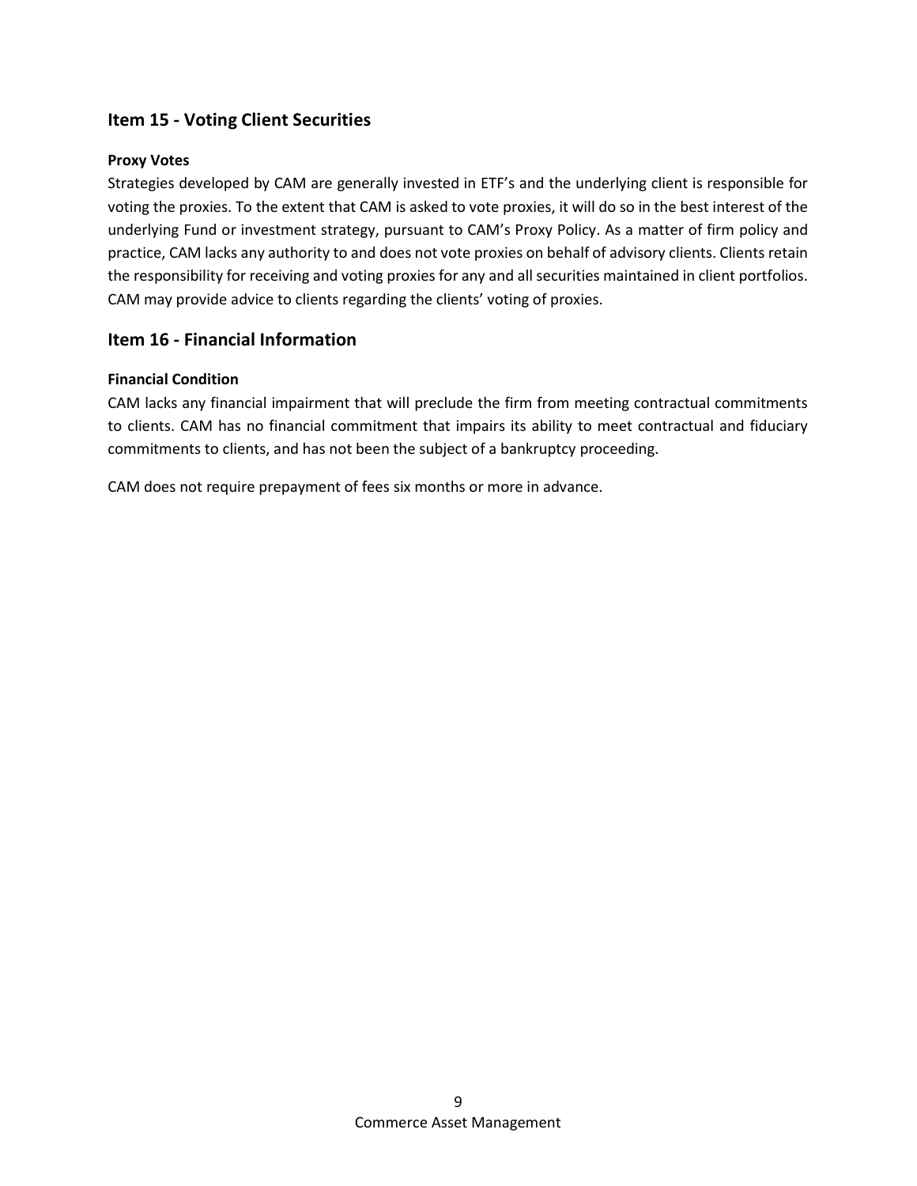## Item 15 - Voting Client Securities

### Proxy Votes

Strategies developed by CAM are generally invested in ETF's and the underlying client is responsible for voting the proxies. To the extent that CAM is asked to vote proxies, it will do so in the best interest of the underlying Fund or investment strategy, pursuant to CAM's Proxy Policy. As a matter of firm policy and practice, CAM lacks any authority to and does not vote proxies on behalf of advisory clients. Clients retain the responsibility for receiving and voting proxies for any and all securities maintained in client portfolios. CAM may provide advice to clients regarding the clients' voting of proxies.

## Item 16 - Financial Information

### Financial Condition

CAM lacks any financial impairment that will preclude the firm from meeting contractual commitments to clients. CAM has no financial commitment that impairs its ability to meet contractual and fiduciary commitments to clients, and has not been the subject of a bankruptcy proceeding.

CAM does not require prepayment of fees six months or more in advance.